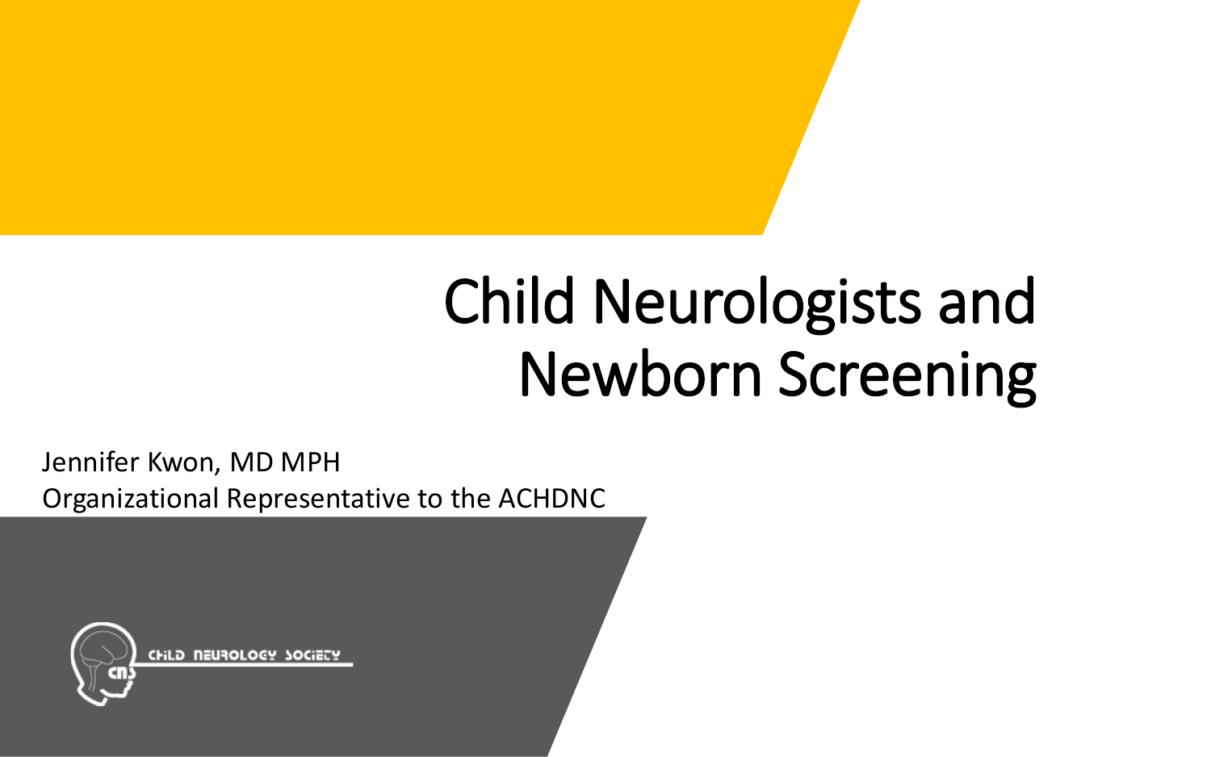# Child Neurologists and Newborn Screening

Jennifer Kwon, MD MPH

Organizational Representative to the ACHDNC

CHILD NEUROLOGY SOCIETY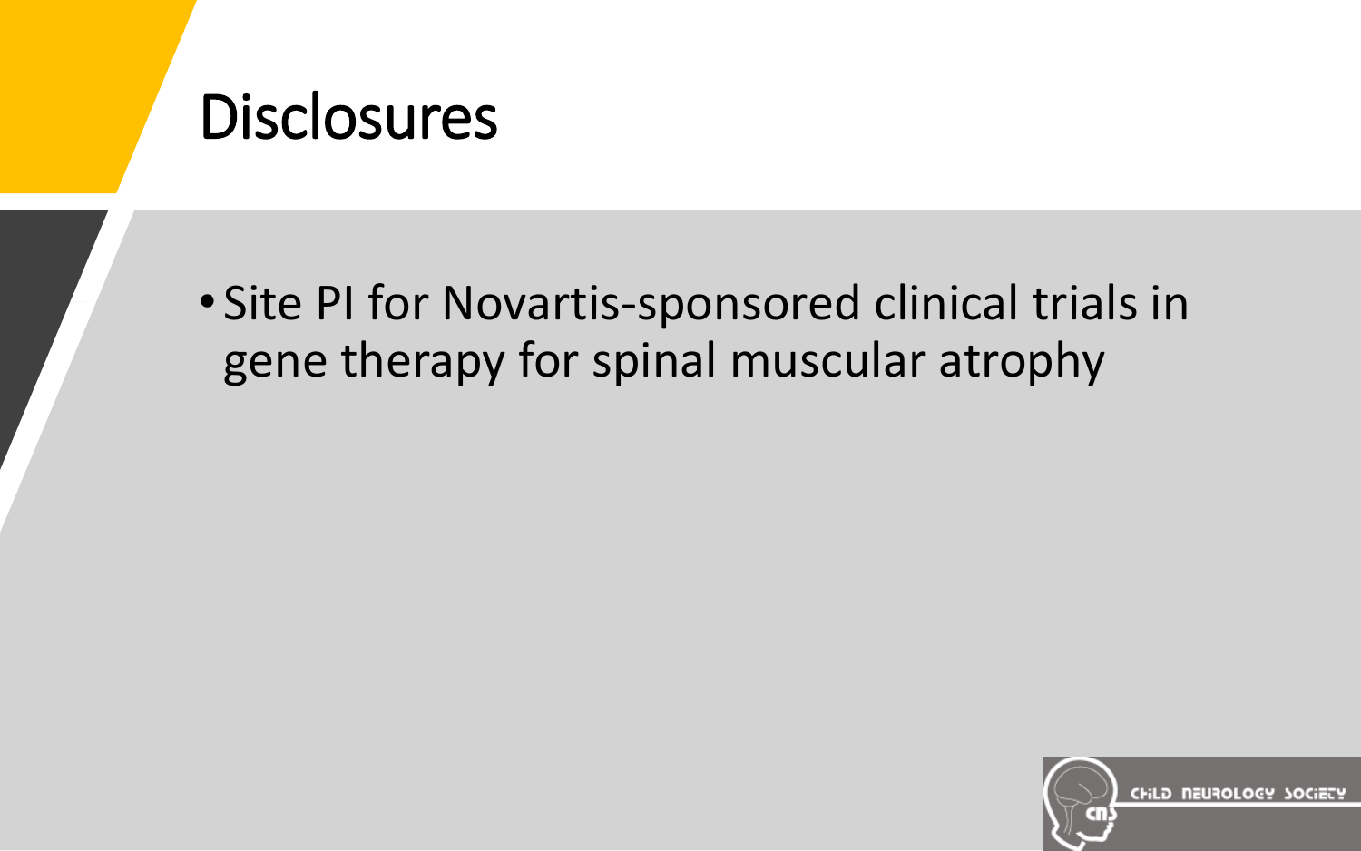# Disclosures

- Site PI for Novartis-sponsored clinical trials in gene therapy for spinal muscular atrophy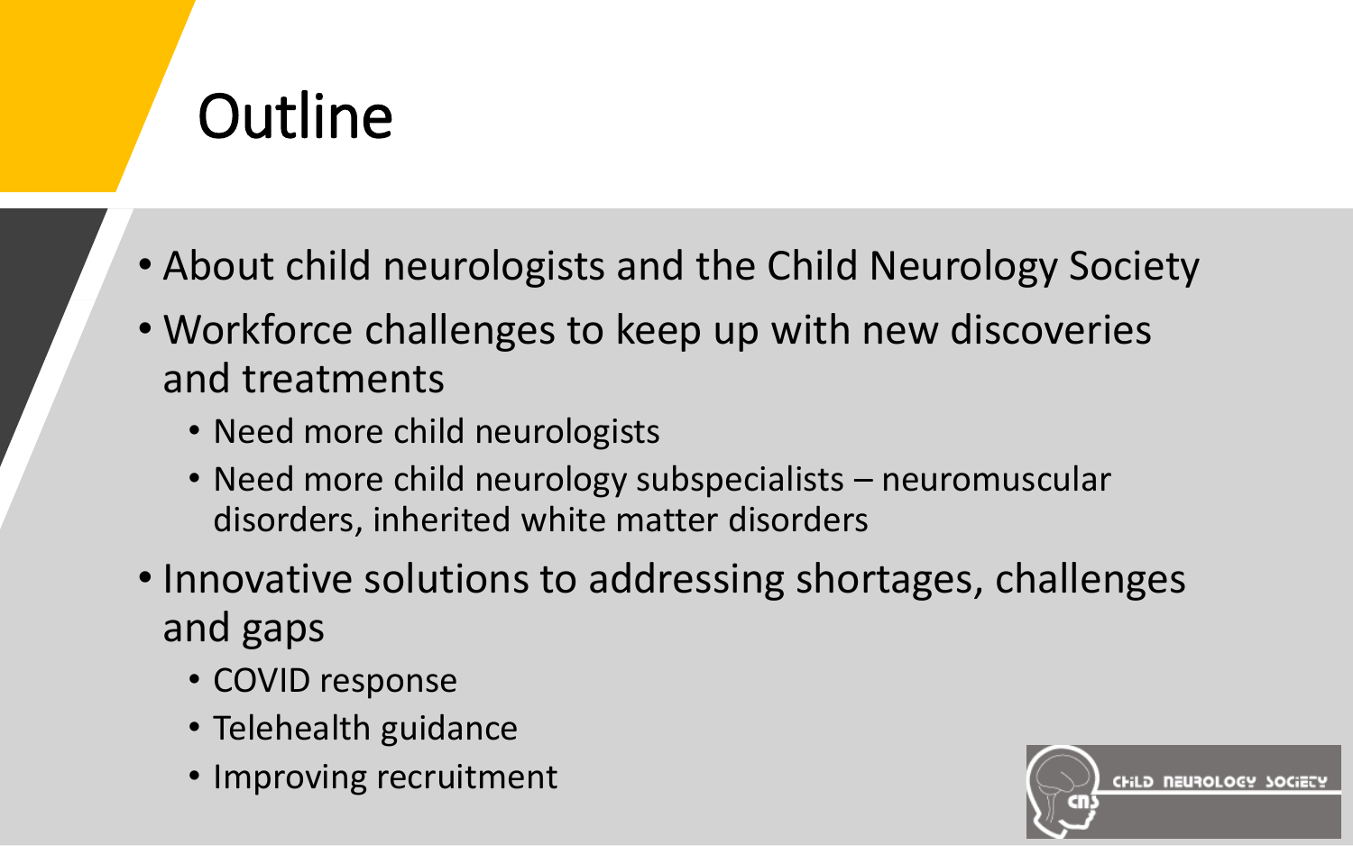# Outline

- About child neurologists and the Child Neurology Society
- Workforce challenges to keep up with new discoveries and treatments
  - Need more child neurologists
  - Need more child neurology subspecialists – neuromuscular disorders, inherited white matter disorders
- Innovative solutions to addressing shortages, challenges and gaps
  - COVID response
  - Telehealth guidance
  - Improving recruitment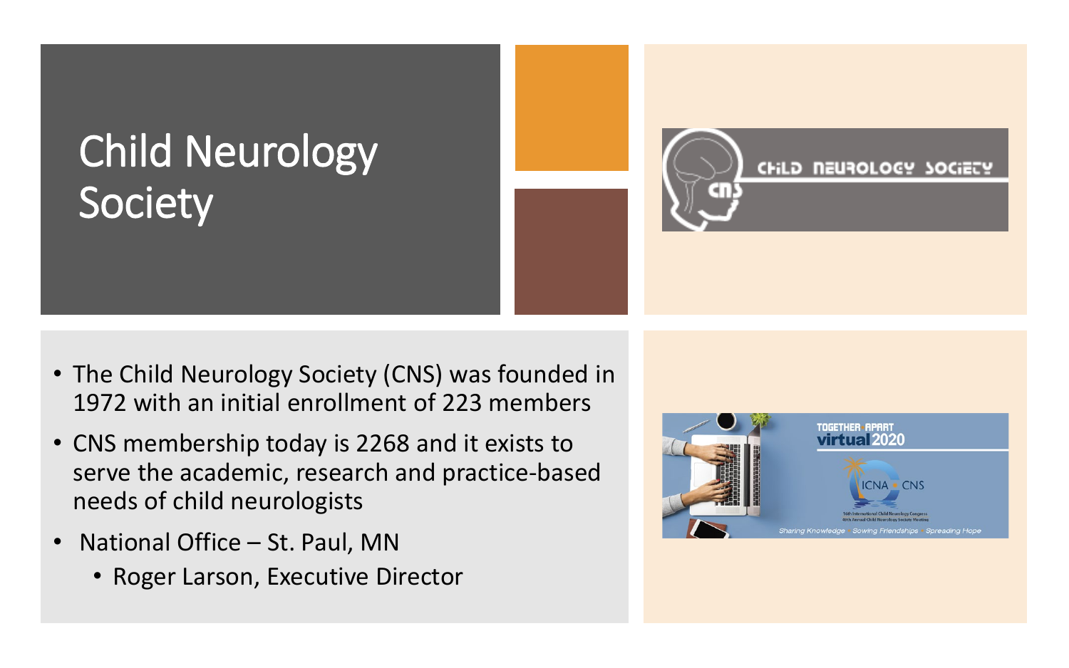# Child Neurology Society

- The Child Neurology Society (CNS) was founded in 1972 with an initial enrollment of 223 members
- CNS membership today is 2268 and it exists to serve the academic, research and practice-based needs of child neurologists
- National Office – St. Paul, MN
  - Roger Larson, Executive Director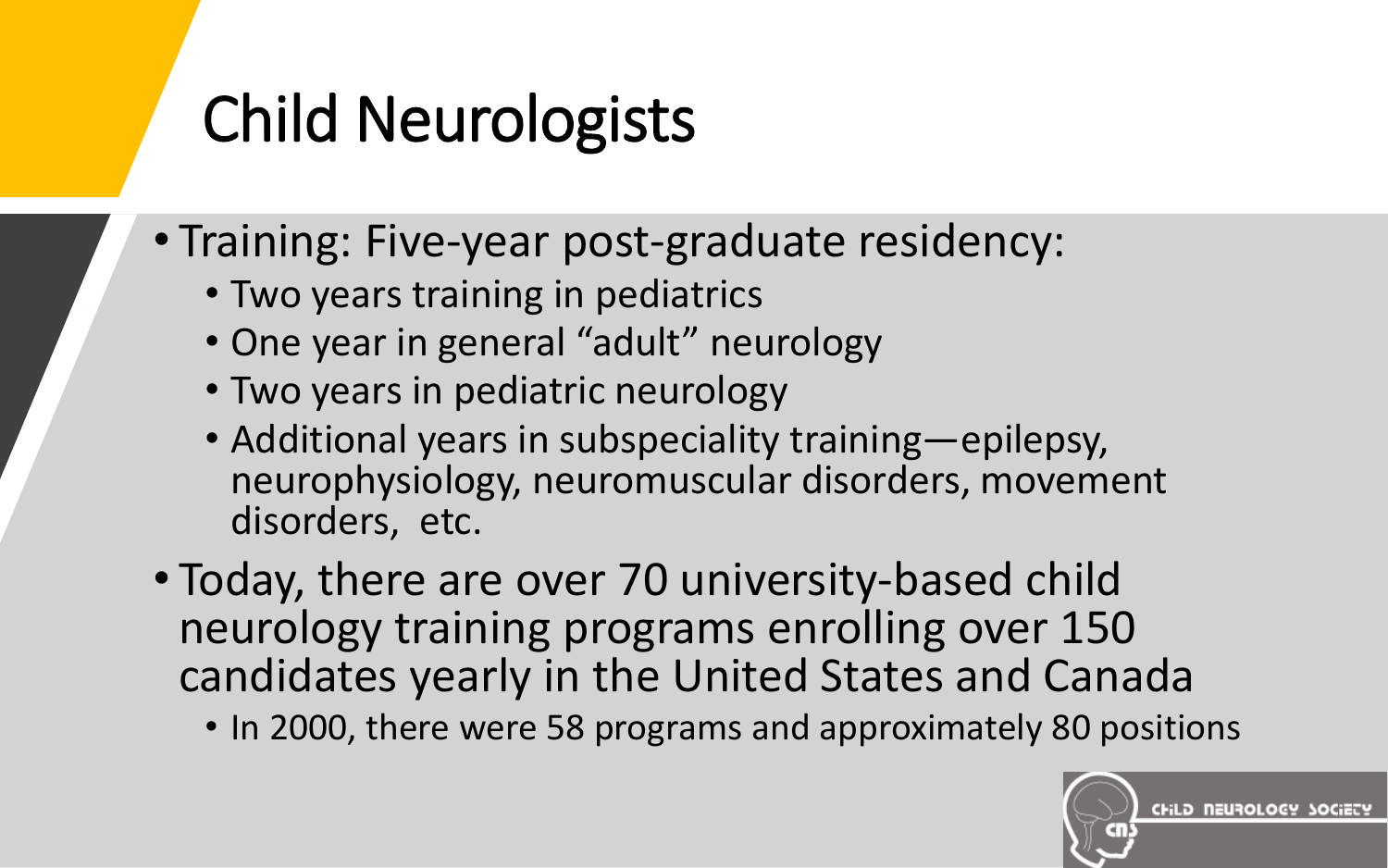# Child Neurologists

- Training: Five-year post-graduate residency:
  - Two years training in pediatrics
  - One year in general “adult” neurology
  - Two years in pediatric neurology
  - Additional years in subspeciality training—epilepsy, neurophysiology, neuromuscular disorders, movement disorders, etc.
- Today, there are over 70 university-based child neurology training programs enrolling over 150 candidates yearly in the United States and Canada
  - In 2000, there were 58 programs and approximately 80 positions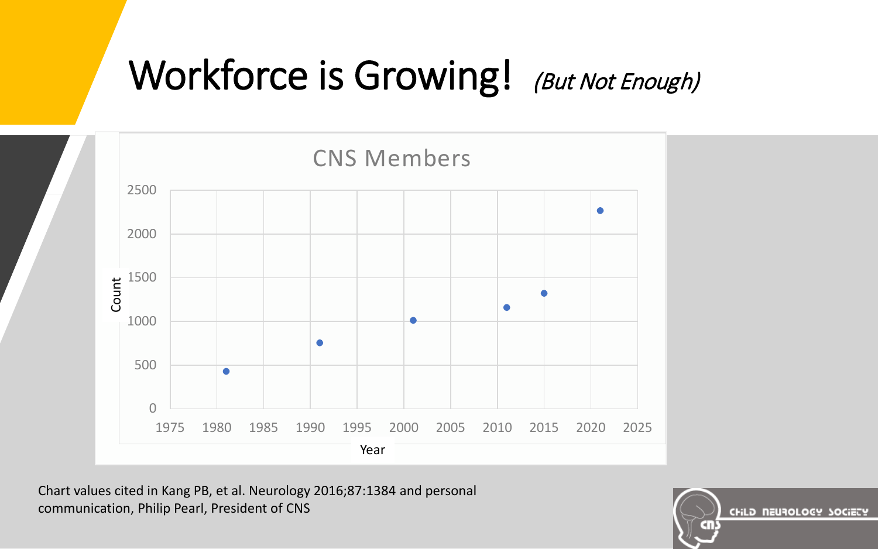# Workforce is Growing! *(But Not Enough)*

CNS Members

Count

2500
2000
1500
1000
500
0

1975 1980 1985 1990 1995 2000 2005 2010 2015 2020 2025

Year

Chart values cited in Kang PB, et al. Neurology 2016;87:1384 and personal communication, Philip Pearl, President of CNS

CHILD NEUROLOGY SOCIETY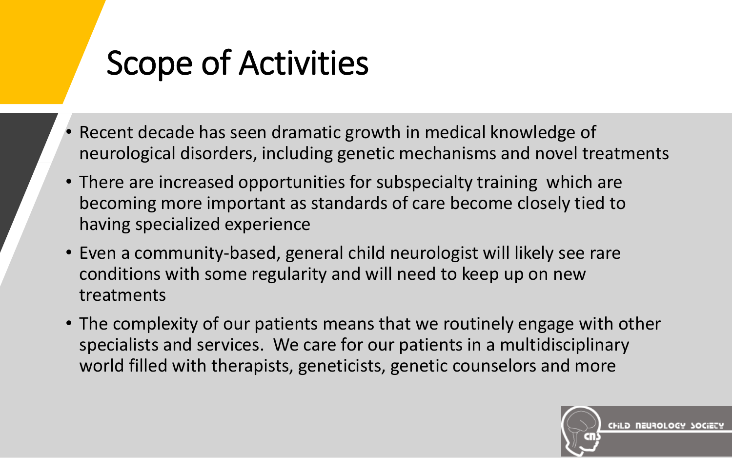# Scope of Activities

- Recent decade has seen dramatic growth in medical knowledge of neurological disorders, including genetic mechanisms and novel treatments
- There are increased opportunities for subspecialty training which are becoming more important as standards of care become closely tied to having specialized experience
- Even a community-based, general child neurologist will likely see rare conditions with some regularity and will need to keep up on new treatments
- The complexity of our patients means that we routinely engage with other specialists and services. We care for our patients in a multidisciplinary world filled with therapists, geneticists, genetic counselors and more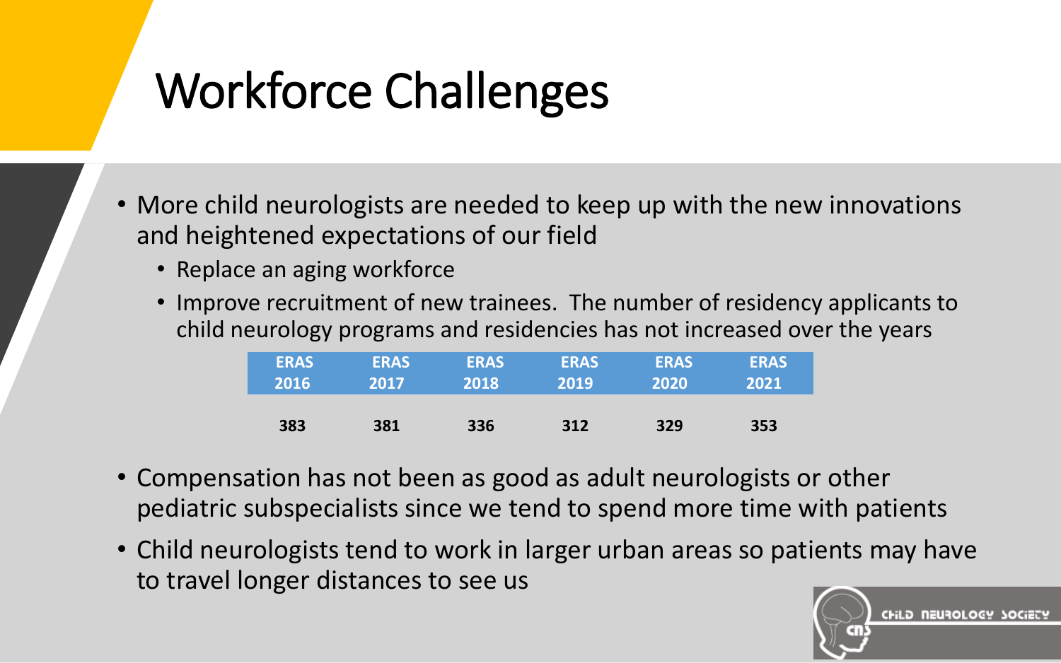# Workforce Challenges

- More child neurologists are needed to keep up with the new innovations and heightened expectations of our field
  - Replace an aging workforce
  - Improve recruitment of new trainees. The number of residency applicants to child neurology programs and residencies has not increased over the years

| ERAS 2016 | ERAS 2017 | ERAS 2018 | ERAS 2019 | ERAS 2020 | ERAS 2021 |
|---|---|---|---|---|---|
| **383** | **381** | **336** | **312** | **329** | **353** |

- Compensation has not been as good as adult neurologists or other pediatric subspecialists since we tend to spend more time with patients
- Child neurologists tend to work in larger urban areas so patients may have to travel longer distances to see us

CHILD NEUROLOGY SOCIETY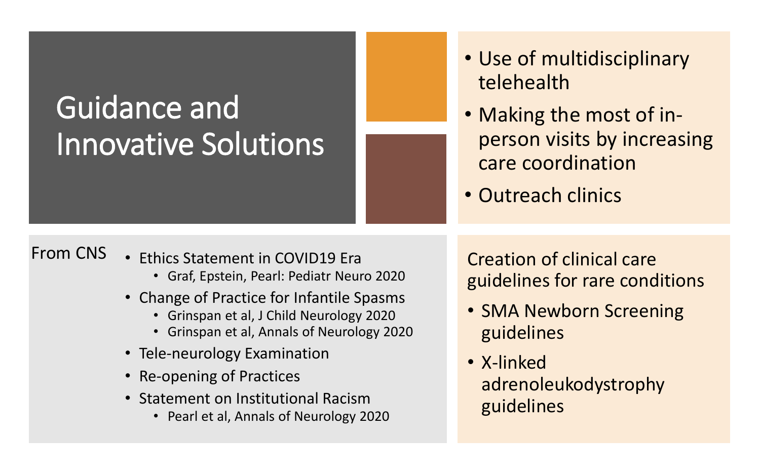# Guidance and Innovative Solutions

- Use of multidisciplinary telehealth
- Making the most of in-person visits by increasing care coordination
- Outreach clinics

From CNS

- Ethics Statement in COVID19 Era
  - Graf, Epstein, Pearl: Pediatr Neuro 2020
- Change of Practice for Infantile Spasms
  - Grinspan et al, J Child Neurology 2020
  - Grinspan et al, Annals of Neurology 2020
- Tele-neurology Examination
- Re-opening of Practices
- Statement on Institutional Racism
  - Pearl et al, Annals of Neurology 2020

Creation of clinical care guidelines for rare conditions

- SMA Newborn Screening guidelines
- X-linked adrenoleukodystrophy guidelines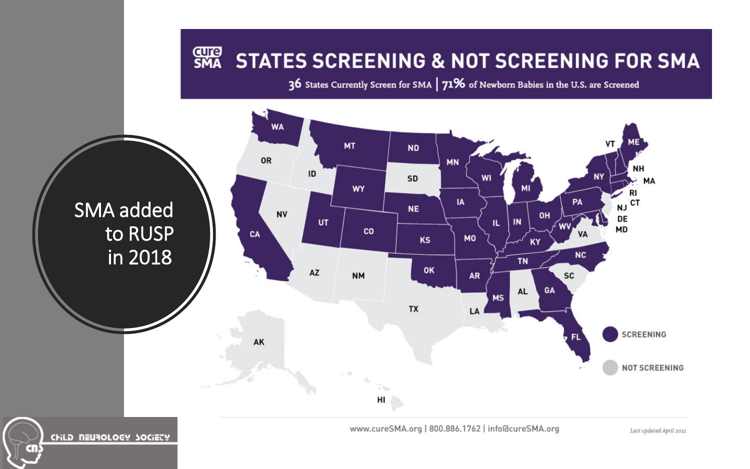SMA added to RUSP in 2018

# STATES SCREENING & NOT SCREENING FOR SMA

**36** States Currently Screen for SMA | **71%** of Newborn Babies in the U.S. are Screened

SCREENING

NOT SCREENING

www.cureSMA.org | 800.886.1762 | info@cureSMA.org

*Last updated April 2021*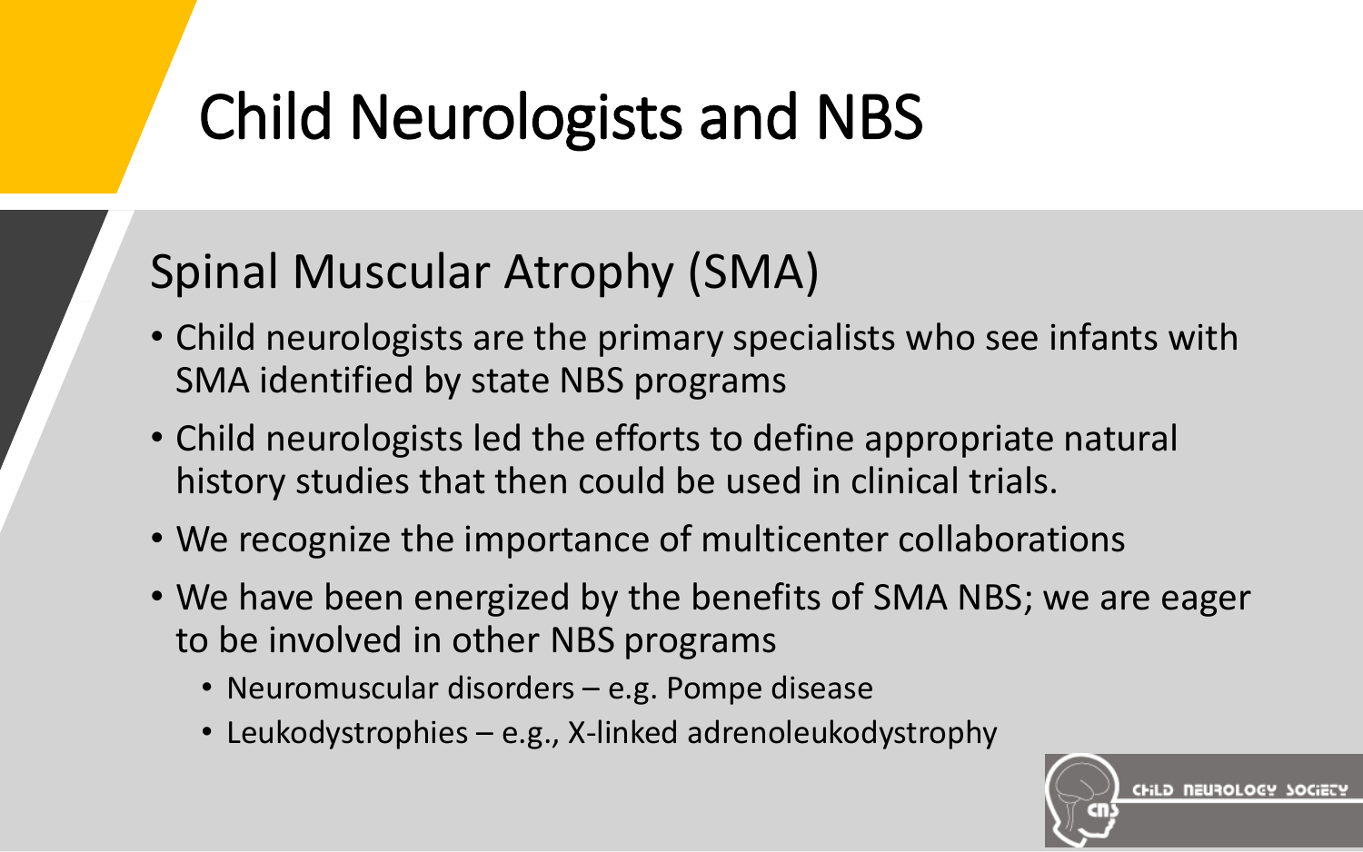# Child Neurologists and NBS

## Spinal Muscular Atrophy (SMA)

- Child neurologists are the primary specialists who see infants with SMA identified by state NBS programs
- Child neurologists led the efforts to define appropriate natural history studies that then could be used in clinical trials.
- We recognize the importance of multicenter collaborations
- We have been energized by the benefits of SMA NBS; we are eager to be involved in other NBS programs
  - Neuromuscular disorders – e.g. Pompe disease
  - Leukodystrophies – e.g., X-linked adrenoleukodystrophy

CHILD NEUROLOGY SOCIETY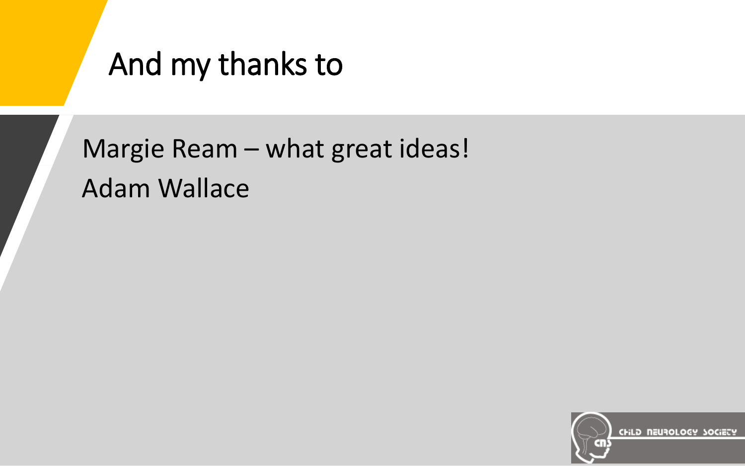# And my thanks to

Margie Ream – what great ideas!

Adam Wallace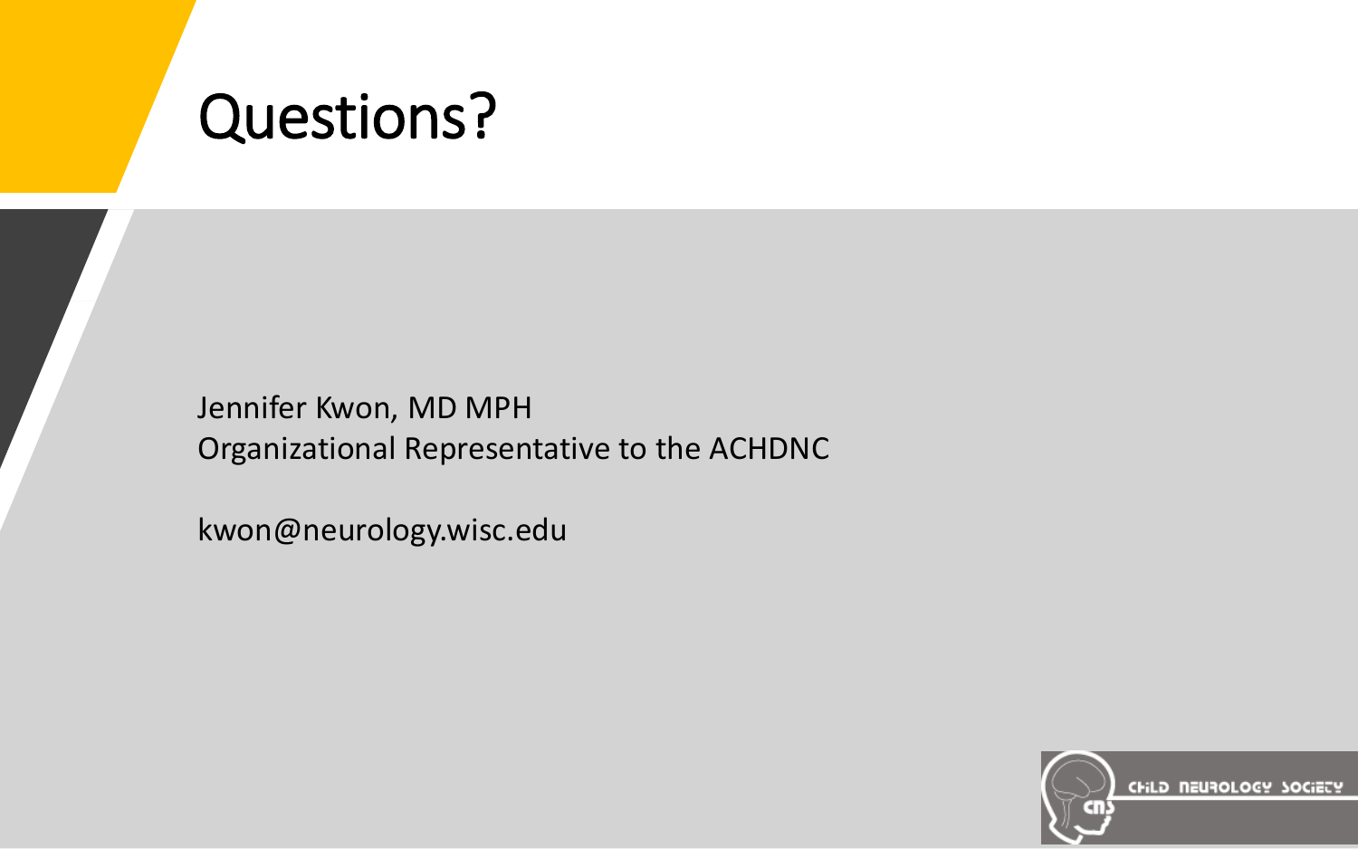# Questions?

Jennifer Kwon, MD MPH
Organizational Representative to the ACHDNC

kwon@neurology.wisc.edu

CHILD NEUROLOGY SOCIETY